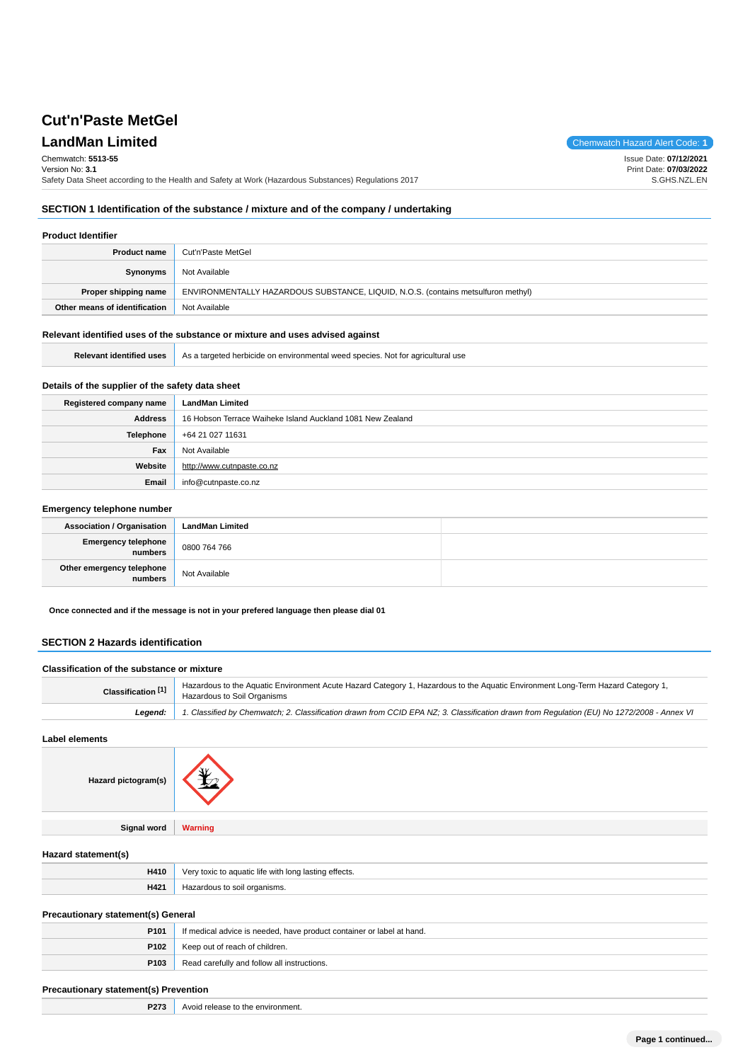# Cut'n'Paste MetGel

## LandMan Limited

Chemwatch Hazard Alert Code: **1**

Chemwatch: **5513-55**
Version No: **3.1**
Safety Data Sheet according to the Health and Safety at Work (Hazardous Substances) Regulations 2017

Issue Date: **07/12/2021**
Print Date: **07/03/2022**
S.GHS.NZL.EN

## SECTION 1 Identification of the substance / mixture and of the company / undertaking

### Product Identifier

| | |
|---|---|
| **Product name** | Cut'n'Paste MetGel |
| **Synonyms** | Not Available |
| **Proper shipping name** | ENVIRONMENTALLY HAZARDOUS SUBSTANCE, LIQUID, N.O.S. (contains metsulfuron methyl) |
| **Other means of identification** | Not Available |

### Relevant identified uses of the substance or mixture and uses advised against

| | |
|---|---|
| **Relevant identified uses** | As a targeted herbicide on environmental weed species. Not for agricultural use |

### Details of the supplier of the safety data sheet

| | |
|---|---|
| **Registered company name** | **LandMan Limited** |
| **Address** | 16 Hobson Terrace Waiheke Island Auckland 1081 New Zealand |
| **Telephone** | +64 21 027 11631 |
| **Fax** | Not Available |
| **Website** | http://www.cutnpaste.co.nz |
| **Email** | info@cutnpaste.co.nz |

### Emergency telephone number

| | | |
|---|---|---|
| **Association / Organisation** | **LandMan Limited** | |
| **Emergency telephone numbers** | 0800 764 766 | |
| **Other emergency telephone numbers** | Not Available | |

**Once connected and if the message is not in your prefered language then please dial 01**

## SECTION 2 Hazards identification

### Classification of the substance or mixture

| | |
|---|---|
| **Classification [1]** | Hazardous to the Aquatic Environment Acute Hazard Category 1, Hazardous to the Aquatic Environment Long-Term Hazard Category 1, Hazardous to Soil Organisms |
| ***Legend:*** | *1. Classified by Chemwatch; 2. Classification drawn from CCID EPA NZ; 3. Classification drawn from Regulation (EU) No 1272/2008 - Annex VI* |

### Label elements

| | |
|---|---|
| **Hazard pictogram(s)** | |
| **Signal word** | **Warning** |

### Hazard statement(s)

| | |
|---|---|
| **H410** | Very toxic to aquatic life with long lasting effects. |
| **H421** | Hazardous to soil organisms. |

### Precautionary statement(s) General

| | |
|---|---|
| **P101** | If medical advice is needed, have product container or label at hand. |
| **P102** | Keep out of reach of children. |
| **P103** | Read carefully and follow all instructions. |

### Precautionary statement(s) Prevention

| | |
|---|---|
| **P273** | Avoid release to the environment. |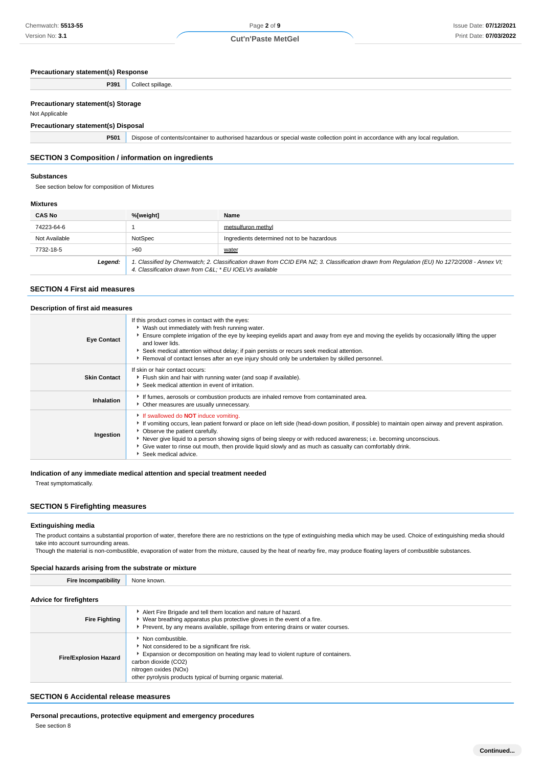### Precautionary statement(s) Response

| | |
|---|---|
| **P391** | Collect spillage. |

### Precautionary statement(s) Storage

Not Applicable

### Precautionary statement(s) Disposal

| | |
|---|---|
| **P501** | Dispose of contents/container to authorised hazardous or special waste collection point in accordance with any local regulation. |

## SECTION 3 Composition / information on ingredients

### Substances

See section below for composition of Mixtures

### Mixtures

| CAS No | %[weight] | Name |
|---|---|---|
| 74223-64-6 | 1 | metsulfuron methyl |
| Not Available | NotSpec | Ingredients determined not to be hazardous |
| 7732-18-5 | >60 | water |
| ***Legend:*** | *1. Classified by Chemwatch; 2. Classification drawn from CCID EPA NZ; 3. Classification drawn from Regulation (EU) No 1272/2008 - Annex VI; 4. Classification drawn from C&L; * EU IOELVs available* | |

## SECTION 4 First aid measures

### Description of first aid measures

| | |
|---|---|
| **Eye Contact** | If this product comes in contact with the eyes:<br>▸ Wash out immediately with fresh running water.<br>▸ Ensure complete irrigation of the eye by keeping eyelids apart and away from eye and moving the eyelids by occasionally lifting the upper and lower lids.<br>▸ Seek medical attention without delay; if pain persists or recurs seek medical attention.<br>▸ Removal of contact lenses after an eye injury should only be undertaken by skilled personnel. |
| **Skin Contact** | If skin or hair contact occurs:<br>▸ Flush skin and hair with running water (and soap if available).<br>▸ Seek medical attention in event of irritation. |
| **Inhalation** | ▸ If fumes, aerosols or combustion products are inhaled remove from contaminated area.<br>▸ Other measures are usually unnecessary. |
| **Ingestion** | ▸ If swallowed do **NOT** induce vomiting.<br>▸ If vomiting occurs, lean patient forward or place on left side (head-down position, if possible) to maintain open airway and prevent aspiration.<br>▸ Observe the patient carefully.<br>▸ Never give liquid to a person showing signs of being sleepy or with reduced awareness; i.e. becoming unconscious.<br>▸ Give water to rinse out mouth, then provide liquid slowly and as much as casualty can comfortably drink.<br>▸ Seek medical advice. |

### Indication of any immediate medical attention and special treatment needed

Treat symptomatically.

## SECTION 5 Firefighting measures

### Extinguishing media

The product contains a substantial proportion of water, therefore there are no restrictions on the type of extinguishing media which may be used. Choice of extinguishing media should take into account surrounding areas.
Though the material is non-combustible, evaporation of water from the mixture, caused by the heat of nearby fire, may produce floating layers of combustible substances.

### Special hazards arising from the substrate or mixture

| | |
|---|---|
| **Fire Incompatibility** | None known. |

### Advice for firefighters

| | |
|---|---|
| **Fire Fighting** | ▸ Alert Fire Brigade and tell them location and nature of hazard.<br>▸ Wear breathing apparatus plus protective gloves in the event of a fire.<br>▸ Prevent, by any means available, spillage from entering drains or water courses. |
| **Fire/Explosion Hazard** | ▸ Non combustible.<br>▸ Not considered to be a significant fire risk.<br>▸ Expansion or decomposition on heating may lead to violent rupture of containers.<br>carbon dioxide ($CO_2$)<br>nitrogen oxides ($NO_x$)<br>other pyrolysis products typical of burning organic material. |

## SECTION 6 Accidental release measures

### Personal precautions, protective equipment and emergency procedures

See section 8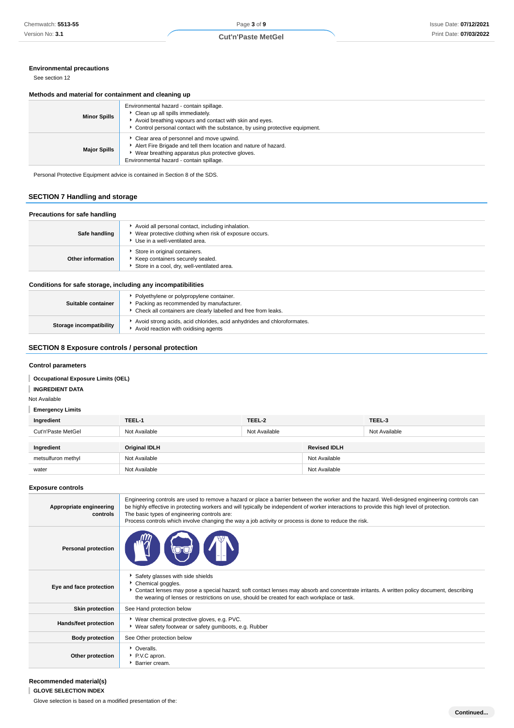### Environmental precautions

See section 12

### Methods and material for containment and cleaning up

| | |
|---|---|
| **Minor Spills** | Environmental hazard - contain spillage.<br>‣ Clean up all spills immediately.<br>‣ Avoid breathing vapours and contact with skin and eyes.<br>‣ Control personal contact with the substance, by using protective equipment. |
| **Major Spills** | ‣ Clear area of personnel and move upwind.<br>‣ Alert Fire Brigade and tell them location and nature of hazard.<br>‣ Wear breathing apparatus plus protective gloves.<br>Environmental hazard - contain spillage. |

Personal Protective Equipment advice is contained in Section 8 of the SDS.

## SECTION 7 Handling and storage

### Precautions for safe handling

| | |
|---|---|
| **Safe handling** | ‣ Avoid all personal contact, including inhalation.<br>‣ Wear protective clothing when risk of exposure occurs.<br>‣ Use in a well-ventilated area. |
| **Other information** | ‣ Store in original containers.<br>‣ Keep containers securely sealed.<br>‣ Store in a cool, dry, well-ventilated area. |

### Conditions for safe storage, including any incompatibilities

| | |
|---|---|
| **Suitable container** | ‣ Polyethylene or polypropylene container.<br>‣ Packing as recommended by manufacturer.<br>‣ Check all containers are clearly labelled and free from leaks. |
| **Storage incompatibility** | ‣ Avoid strong acids, acid chlorides, acid anhydrides and chloroformates.<br>‣ Avoid reaction with oxidising agents |

## SECTION 8 Exposure controls / personal protection

### Control parameters

**Occupational Exposure Limits (OEL)**

**INGREDIENT DATA**

Not Available

**Emergency Limits**

| Ingredient | TEEL-1 | TEEL-2 | TEEL-3 |
|---|---|---|---|
| Cut'n'Paste MetGel | Not Available | Not Available | Not Available |

| Ingredient | Original IDLH | Revised IDLH |
|---|---|---|
| metsulfuron methyl | Not Available | Not Available |
| water | Not Available | Not Available |

### Exposure controls

| | |
|---|---|
| **Appropriate engineering controls** | Engineering controls are used to remove a hazard or place a barrier between the worker and the hazard. Well-designed engineering controls can be highly effective in protecting workers and will typically be independent of worker interactions to provide this high level of protection.<br>The basic types of engineering controls are:<br>Process controls which involve changing the way a job activity or process is done to reduce the risk. |
| **Personal protection** | |
| **Eye and face protection** | ‣ Safety glasses with side shields<br>‣ Chemical goggles.<br>‣ Contact lenses may pose a special hazard; soft contact lenses may absorb and concentrate irritants. A written policy document, describing the wearing of lenses or restrictions on use, should be created for each workplace or task. |
| **Skin protection** | See Hand protection below |
| **Hands/feet protection** | ‣ Wear chemical protective gloves, e.g. PVC.<br>‣ Wear safety footwear or safety gumboots, e.g. Rubber |
| **Body protection** | See Other protection below |
| **Other protection** | ‣ Overalls.<br>‣ P.V.C apron.<br>‣ Barrier cream. |

### Recommended material(s)

**GLOVE SELECTION INDEX**

Glove selection is based on a modified presentation of the: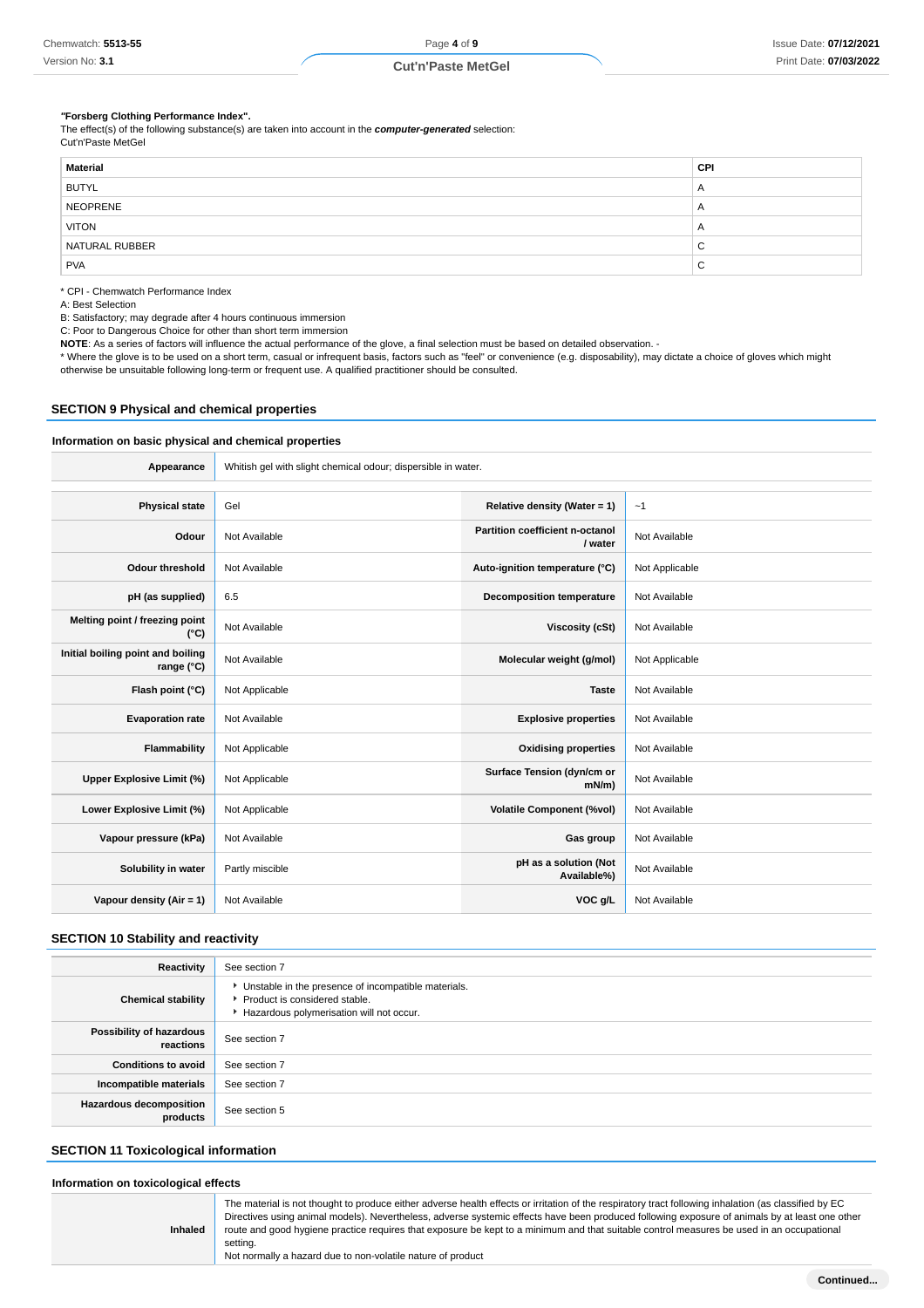**"Forsberg Clothing Performance Index".**
The effect(s) of the following substance(s) are taken into account in the ***computer-generated*** selection:
Cut'n'Paste MetGel

| Material | CPI |
|---|---|
| BUTYL | A |
| NEOPRENE | A |
| VITON | A |
| NATURAL RUBBER | C |
| PVA | C |

* CPI - Chemwatch Performance Index
A: Best Selection
B: Satisfactory; may degrade after 4 hours continuous immersion
C: Poor to Dangerous Choice for other than short term immersion
**NOTE**: As a series of factors will influence the actual performance of the glove, a final selection must be based on detailed observation. -
* Where the glove is to be used on a short term, casual or infrequent basis, factors such as "feel" or convenience (e.g. disposability), may dictate a choice of gloves which might otherwise be unsuitable following long-term or frequent use. A qualified practitioner should be consulted.

## SECTION 9 Physical and chemical properties

### Information on basic physical and chemical properties

| | |
|---|---|
| **Appearance** | Whitish gel with slight chemical odour; dispersible in water. |

| | | | |
|---|---|---|---|
| **Physical state** | Gel | **Relative density (Water = 1)** | ~1 |
| **Odour** | Not Available | **Partition coefficient n-octanol / water** | Not Available |
| **Odour threshold** | Not Available | **Auto-ignition temperature (°C)** | Not Applicable |
| **pH (as supplied)** | 6.5 | **Decomposition temperature** | Not Available |
| **Melting point / freezing point (°C)** | Not Available | **Viscosity (cSt)** | Not Available |
| **Initial boiling point and boiling range (°C)** | Not Available | **Molecular weight (g/mol)** | Not Applicable |
| **Flash point (°C)** | Not Applicable | **Taste** | Not Available |
| **Evaporation rate** | Not Available | **Explosive properties** | Not Available |
| **Flammability** | Not Applicable | **Oxidising properties** | Not Available |
| **Upper Explosive Limit (%)** | Not Applicable | **Surface Tension (dyn/cm or mN/m)** | Not Available |
| **Lower Explosive Limit (%)** | Not Applicable | **Volatile Component (%vol)** | Not Available |
| **Vapour pressure (kPa)** | Not Available | **Gas group** | Not Available |
| **Solubility in water** | Partly miscible | **pH as a solution (Not Available%)** | Not Available |
| **Vapour density (Air = 1)** | Not Available | **VOC g/L** | Not Available |

## SECTION 10 Stability and reactivity

| | |
|---|---|
| **Reactivity** | See section 7 |
| **Chemical stability** | ▸ Unstable in the presence of incompatible materials.<br>▸ Product is considered stable.<br>▸ Hazardous polymerisation will not occur. |
| **Possibility of hazardous reactions** | See section 7 |
| **Conditions to avoid** | See section 7 |
| **Incompatible materials** | See section 7 |
| **Hazardous decomposition products** | See section 5 |

## SECTION 11 Toxicological information

### Information on toxicological effects

| | |
|---|---|
| **Inhaled** | The material is not thought to produce either adverse health effects or irritation of the respiratory tract following inhalation (as classified by EC Directives using animal models). Nevertheless, adverse systemic effects have been produced following exposure of animals by at least one other route and good hygiene practice requires that exposure be kept to a minimum and that suitable control measures be used in an occupational setting.<br>Not normally a hazard due to non-volatile nature of product |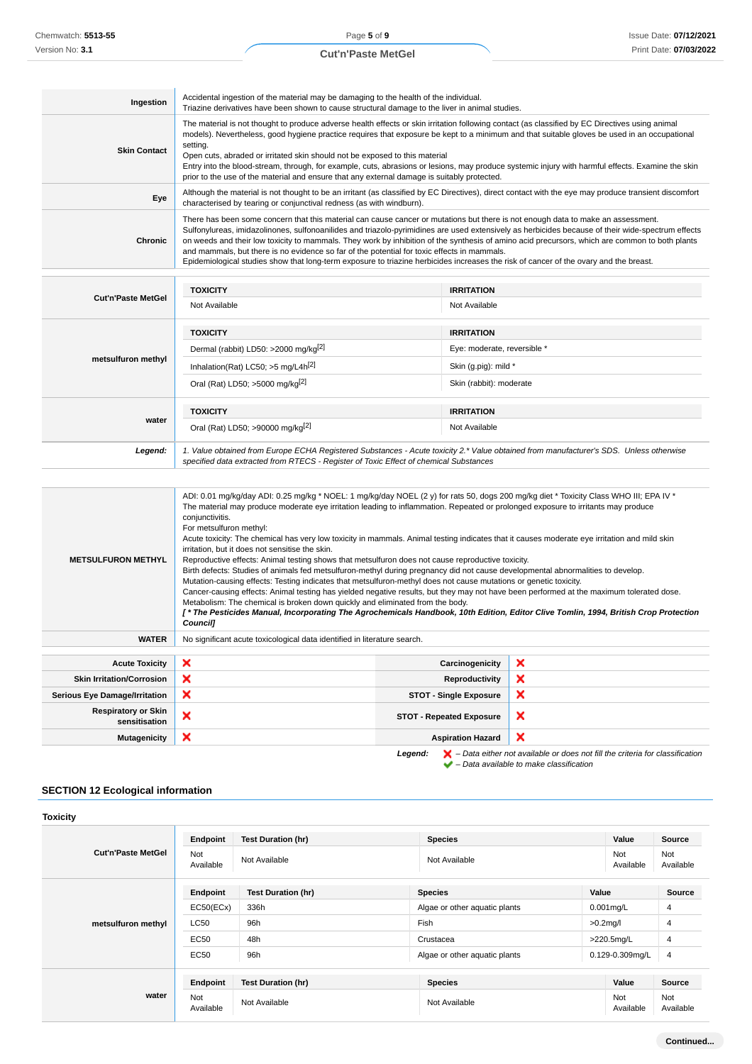| | |
|---|---|
| **Ingestion** | Accidental ingestion of the material may be damaging to the health of the individual.<br>Triazine derivatives have been shown to cause structural damage to the liver in animal studies. |
| **Skin Contact** | The material is not thought to produce adverse health effects or skin irritation following contact (as classified by EC Directives using animal models). Nevertheless, good hygiene practice requires that exposure be kept to a minimum and that suitable gloves be used in an occupational setting.<br>Open cuts, abraded or irritated skin should not be exposed to this material<br>Entry into the blood-stream, through, for example, cuts, abrasions or lesions, may produce systemic injury with harmful effects. Examine the skin prior to the use of the material and ensure that any external damage is suitably protected. |
| **Eye** | Although the material is not thought to be an irritant (as classified by EC Directives), direct contact with the eye may produce transient discomfort characterised by tearing or conjunctival redness (as with windburn). |
| **Chronic** | There has been some concern that this material can cause cancer or mutations but there is not enough data to make an assessment.<br>Sulfonylureas, imidazolinones, sulfonoanilides and triazolo-pyrimidines are used extensively as herbicides because of their wide-spectrum effects on weeds and their low toxicity to mammals. They work by inhibition of the synthesis of amino acid precursors, which are common to both plants and mammals, but there is no evidence so far of the potential for toxic effects in mammals.<br>Epidemiological studies show that long-term exposure to triazine herbicides increases the risk of cancer of the ovary and the breast. |

| | TOXICITY | IRRITATION |
|---|---|---|
| **Cut'n'Paste MetGel** | Not Available | Not Available |
| **metsulfuron methyl** | Dermal (rabbit) LD50: >2000 mg/kg[2] | Eye: moderate, reversible * |
| | Inhalation(Rat) LC50; >5 mg/L4h[2] | Skin (g.pig): mild * |
| | Oral (Rat) LD50; >5000 mg/kg[2] | Skin (rabbit): moderate |
| **water** | Oral (Rat) LD50; >90000 mg/kg[2] | Not Available |

***Legend:*** *1. Value obtained from Europe ECHA Registered Substances - Acute toxicity 2.* Value obtained from manufacturer's SDS. Unless otherwise specified data extracted from RTECS - Register of Toxic Effect of chemical Substances*

| | |
|---|---|
| **METSULFURON METHYL** | ADI: 0.01 mg/kg/day ADI: 0.25 mg/kg * NOEL: 1 mg/kg/day NOEL (2 y) for rats 50, dogs 200 mg/kg diet * Toxicity Class WHO III; EPA IV *<br>The material may produce moderate eye irritation leading to inflammation. Repeated or prolonged exposure to irritants may produce conjunctivitis.<br>For metsulfuron methyl:<br>Acute toxicity: The chemical has very low toxicity in mammals. Animal testing indicates that it causes moderate eye irritation and mild skin irritation, but it does not sensitise the skin.<br>Reproductive effects: Animal testing shows that metsulfuron does not cause reproductive toxicity.<br>Birth defects: Studies of animals fed metsulfuron-methyl during pregnancy did not cause developmental abnormalities to develop.<br>Mutation-causing effects: Testing indicates that metsulfuron-methyl does not cause mutations or genetic toxicity.<br>Cancer-causing effects: Animal testing has yielded negative results, but they may not have been performed at the maximum tolerated dose.<br>Metabolism: The chemical is broken down quickly and eliminated from the body.<br>***[ * The Pesticides Manual, Incorporating The Agrochemicals Handbook, 10th Edition, Editor Clive Tomlin, 1994, British Crop Protection Council]*** |
| **WATER** | No significant acute toxicological data identified in literature search. |

| | | | |
|---|---|---|---|
| **Acute Toxicity** | ❌ | **Carcinogenicity** | ❌ |
| **Skin Irritation/Corrosion** | ❌ | **Reproductivity** | ❌ |
| **Serious Eye Damage/Irritation** | ❌ | **STOT - Single Exposure** | ❌ |
| **Respiratory or Skin sensitisation** | ❌ | **STOT - Repeated Exposure** | ❌ |
| **Mutagenicity** | ❌ | **Aspiration Hazard** | ❌ |

***Legend:*** ❌ *– Data either not available or does not fill the criteria for classification*
✔ *– Data available to make classification*

## SECTION 12 Ecological information

### Toxicity

| | Endpoint | Test Duration (hr) | Species | Value | Source |
|---|---|---|---|---|---|
| **Cut'n'Paste MetGel** | Not Available | Not Available | Not Available | Not Available | Not Available |
| **metsulfuron methyl** | EC50(ECx) | 336h | Algae or other aquatic plants | 0.001mg/L | 4 |
| | LC50 | 96h | Fish | >0.2mg/l | 4 |
| | EC50 | 48h | Crustacea | >220.5mg/L | 4 |
| | EC50 | 96h | Algae or other aquatic plants | 0.129-0.309mg/L | 4 |
| **water** | Not Available | Not Available | Not Available | Not Available | Not Available |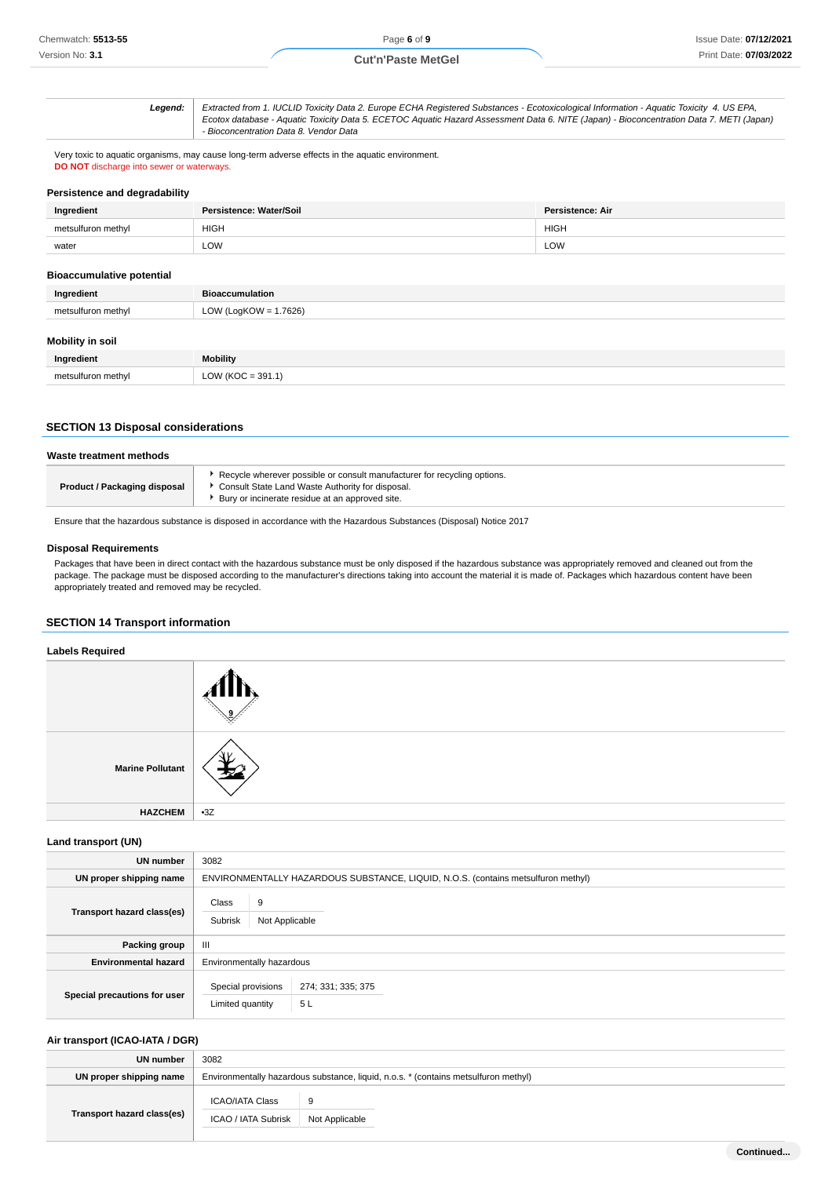| **Legend:** | *Extracted from 1. IUCLID Toxicity Data 2. Europe ECHA Registered Substances - Ecotoxicological Information - Aquatic Toxicity 4. US EPA, Ecotox database - Aquatic Toxicity Data 5. ECETOC Aquatic Hazard Assessment Data 6. NITE (Japan) - Bioconcentration Data 7. METI (Japan) - Bioconcentration Data 8. Vendor Data* |
|---|---|

Very toxic to aquatic organisms, may cause long-term adverse effects in the aquatic environment.
**DO NOT** discharge into sewer or waterways.

### Persistence and degradability

| Ingredient | Persistence: Water/Soil | Persistence: Air |
|---|---|---|
| metsulfuron methyl | HIGH | HIGH |
| water | LOW | LOW |

### Bioaccumulative potential

| Ingredient | Bioaccumulation |
|---|---|
| metsulfuron methyl | LOW (LogKOW = 1.7626) |

### Mobility in soil

| Ingredient | Mobility |
|---|---|
| metsulfuron methyl | LOW (KOC = 391.1) |

## SECTION 13 Disposal considerations

### Waste treatment methods

| Product / Packaging disposal | - Recycle wherever possible or consult manufacturer for recycling options.<br>- Consult State Land Waste Authority for disposal.<br>- Bury or incinerate residue at an approved site. |
|---|---|

Ensure that the hazardous substance is disposed in accordance with the Hazardous Substances (Disposal) Notice 2017

### Disposal Requirements

Packages that have been in direct contact with the hazardous substance must be only disposed if the hazardous substance was appropriately removed and cleaned out from the package. The package must be disposed according to the manufacturer's directions taking into account the material it is made of. Packages which hazardous content have been appropriately treated and removed may be recycled.

## SECTION 14 Transport information

### Labels Required

| | |
|---|---|
| | 9 |
| Marine Pollutant | |
| HAZCHEM | •3Z |

### Land transport (UN)

| | |
|---|---|
| UN number | 3082 |
| UN proper shipping name | ENVIRONMENTALLY HAZARDOUS SUBSTANCE, LIQUID, N.O.S. (contains metsulfuron methyl) |
| Transport hazard class(es) | Class: 9<br>Subrisk: Not Applicable |
| Packing group | III |
| Environmental hazard | Environmentally hazardous |
| Special precautions for user | Special provisions: 274; 331; 335; 375<br>Limited quantity: 5 L |

### Air transport (ICAO-IATA / DGR)

| | |
|---|---|
| UN number | 3082 |
| UN proper shipping name | Environmentally hazardous substance, liquid, n.o.s. * (contains metsulfuron methyl) |
| Transport hazard class(es) | ICAO/IATA Class: 9<br>ICAO / IATA Subrisk: Not Applicable |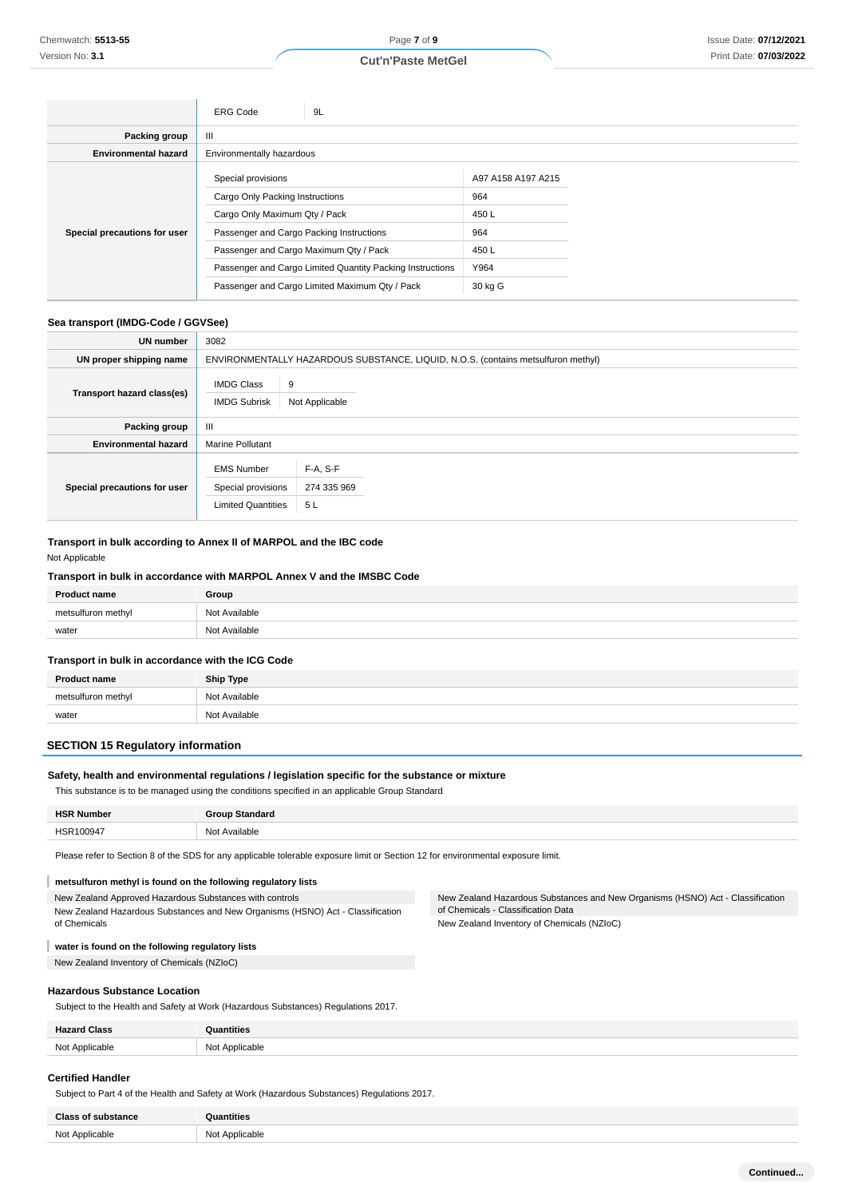| | |
|---|---|
| | ERG Code: 9L |
| **Packing group** | III |
| **Environmental hazard** | Environmentally hazardous |
| **Special precautions for user** | Special provisions: A97 A158 A197 A215<br>Cargo Only Packing Instructions: 964<br>Cargo Only Maximum Qty / Pack: 450 L<br>Passenger and Cargo Packing Instructions: 964<br>Passenger and Cargo Maximum Qty / Pack: 450 L<br>Passenger and Cargo Limited Quantity Packing Instructions: Y964<br>Passenger and Cargo Limited Maximum Qty / Pack: 30 kg G |

### Sea transport (IMDG-Code / GGVSee)

| | |
|---|---|
| **UN number** | 3082 |
| **UN proper shipping name** | ENVIRONMENTALLY HAZARDOUS SUBSTANCE, LIQUID, N.O.S. (contains metsulfuron methyl) |
| **Transport hazard class(es)** | IMDG Class: 9<br>IMDG Subrisk: Not Applicable |
| **Packing group** | III |
| **Environmental hazard** | Marine Pollutant |
| **Special precautions for user** | EMS Number: F-A, S-F<br>Special provisions: 274 335 969<br>Limited Quantities: 5 L |

### Transport in bulk according to Annex II of MARPOL and the IBC code

Not Applicable

### Transport in bulk in accordance with MARPOL Annex V and the IMSBC Code

| Product name | Group |
|---|---|
| metsulfuron methyl | Not Available |
| water | Not Available |

### Transport in bulk in accordance with the ICG Code

| Product name | Ship Type |
|---|---|
| metsulfuron methyl | Not Available |
| water | Not Available |

## SECTION 15 Regulatory information

### Safety, health and environmental regulations / legislation specific for the substance or mixture

This substance is to be managed using the conditions specified in an applicable Group Standard

| HSR Number | Group Standard |
|---|---|
| HSR100947 | Not Available |

Please refer to Section 8 of the SDS for any applicable tolerable exposure limit or Section 12 for environmental exposure limit.

**metsulfuron methyl is found on the following regulatory lists**

- New Zealand Approved Hazardous Substances with controls
- New Zealand Hazardous Substances and New Organisms (HSNO) Act - Classification of Chemicals
- New Zealand Hazardous Substances and New Organisms (HSNO) Act - Classification of Chemicals - Classification Data
- New Zealand Inventory of Chemicals (NZIoC)

**water is found on the following regulatory lists**

- New Zealand Inventory of Chemicals (NZIoC)

### Hazardous Substance Location

Subject to the Health and Safety at Work (Hazardous Substances) Regulations 2017.

| Hazard Class | Quantities |
|---|---|
| Not Applicable | Not Applicable |

### Certified Handler

Subject to Part 4 of the Health and Safety at Work (Hazardous Substances) Regulations 2017.

| Class of substance | Quantities |
|---|---|
| Not Applicable | Not Applicable |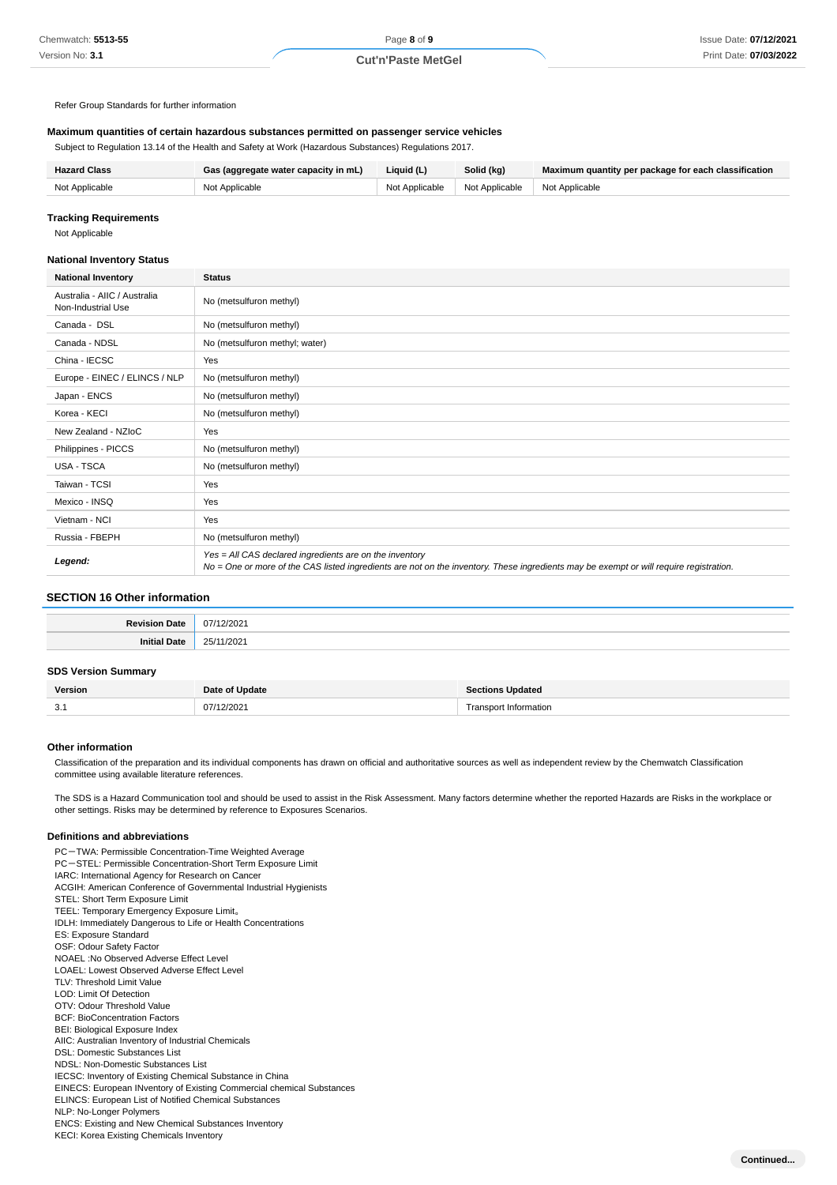Refer Group Standards for further information

### Maximum quantities of certain hazardous substances permitted on passenger service vehicles

Subject to Regulation 13.14 of the Health and Safety at Work (Hazardous Substances) Regulations 2017.

| Hazard Class | Gas (aggregate water capacity in mL) | Liquid (L) | Solid (kg) | Maximum quantity per package for each classification |
|---|---|---|---|---|
| Not Applicable | Not Applicable | Not Applicable | Not Applicable | Not Applicable |

### Tracking Requirements

Not Applicable

### National Inventory Status

| National Inventory | Status |
|---|---|
| Australia - AIIC / Australia Non-Industrial Use | No (metsulfuron methyl) |
| Canada - DSL | No (metsulfuron methyl) |
| Canada - NDSL | No (metsulfuron methyl; water) |
| China - IECSC | Yes |
| Europe - EINEC / ELINCS / NLP | No (metsulfuron methyl) |
| Japan - ENCS | No (metsulfuron methyl) |
| Korea - KECI | No (metsulfuron methyl) |
| New Zealand - NZIoC | Yes |
| Philippines - PICCS | No (metsulfuron methyl) |
| USA - TSCA | No (metsulfuron methyl) |
| Taiwan - TCSI | Yes |
| Mexico - INSQ | Yes |
| Vietnam - NCI | Yes |
| Russia - FBEPH | No (metsulfuron methyl) |
| ***Legend:*** | *Yes = All CAS declared ingredients are on the inventory*<br>*No = One or more of the CAS listed ingredients are not on the inventory. These ingredients may be exempt or will require registration.* |

## SECTION 16 Other information

| | |
|---|---|
| **Revision Date** | 07/12/2021 |
| **Initial Date** | 25/11/2021 |

### SDS Version Summary

| Version | Date of Update | Sections Updated |
|---|---|---|
| 3.1 | 07/12/2021 | Transport Information |

### Other information

Classification of the preparation and its individual components has drawn on official and authoritative sources as well as independent review by the Chemwatch Classification committee using available literature references.

The SDS is a Hazard Communication tool and should be used to assist in the Risk Assessment. Many factors determine whether the reported Hazards are Risks in the workplace or other settings. Risks may be determined by reference to Exposures Scenarios.

### Definitions and abbreviations

PC－TWA: Permissible Concentration-Time Weighted Average
PC－STEL: Permissible Concentration-Short Term Exposure Limit
IARC: International Agency for Research on Cancer
ACGIH: American Conference of Governmental Industrial Hygienists
STEL: Short Term Exposure Limit
TEEL: Temporary Emergency Exposure Limit。
IDLH: Immediately Dangerous to Life or Health Concentrations
ES: Exposure Standard
OSF: Odour Safety Factor
NOAEL :No Observed Adverse Effect Level
LOAEL: Lowest Observed Adverse Effect Level
TLV: Threshold Limit Value
LOD: Limit Of Detection
OTV: Odour Threshold Value
BCF: BioConcentration Factors
BEI: Biological Exposure Index
AIIC: Australian Inventory of Industrial Chemicals
DSL: Domestic Substances List
NDSL: Non-Domestic Substances List
IECSC: Inventory of Existing Chemical Substance in China
EINECS: European INventory of Existing Commercial chemical Substances
ELINCS: European List of Notified Chemical Substances
NLP: No-Longer Polymers
ENCS: Existing and New Chemical Substances Inventory
KECI: Korea Existing Chemicals Inventory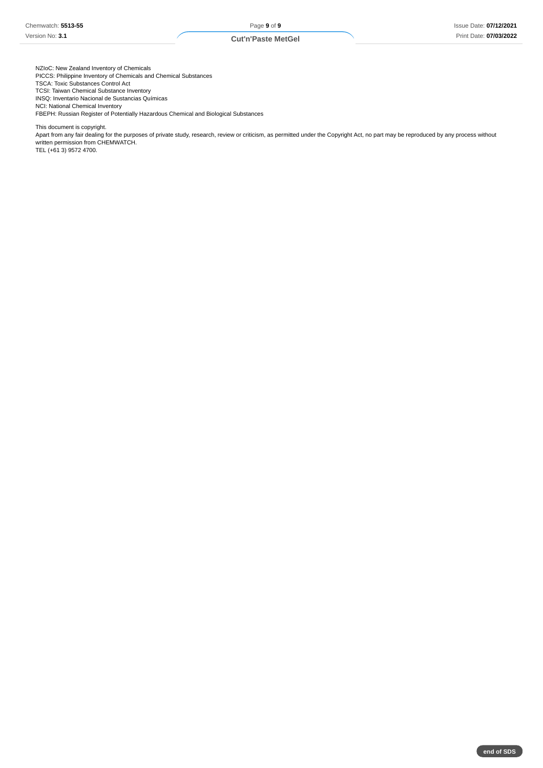NZIoC: New Zealand Inventory of Chemicals
PICCS: Philippine Inventory of Chemicals and Chemical Substances
TSCA: Toxic Substances Control Act
TCSI: Taiwan Chemical Substance Inventory
INSQ: Inventario Nacional de Sustancias Químicas
NCI: National Chemical Inventory
FBEPH: Russian Register of Potentially Hazardous Chemical and Biological Substances

This document is copyright.
Apart from any fair dealing for the purposes of private study, research, review or criticism, as permitted under the Copyright Act, no part may be reproduced by any process without written permission from CHEMWATCH.
TEL (+61 3) 9572 4700.

**end of SDS**